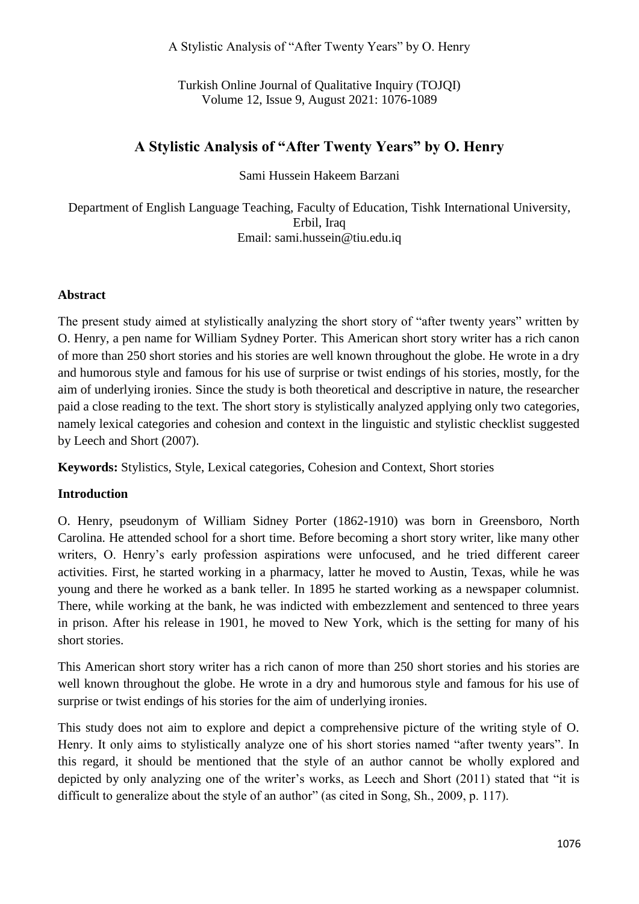# A Stylistic Analysis of “After Twenty Years” by O. Henry

Sami Hussein Hakeem Barzani

Department of English Language Teaching, Faculty of Education, Tishk International University, Erbil, Iraq
Email: sami.hussein@tiu.edu.iq

## Abstract

The present study aimed at stylistically analyzing the short story of “after twenty years” written by O. Henry, a pen name for William Sydney Porter. This American short story writer has a rich canon of more than 250 short stories and his stories are well known throughout the globe. He wrote in a dry and humorous style and famous for his use of surprise or twist endings of his stories, mostly, for the aim of underlying ironies. Since the study is both theoretical and descriptive in nature, the researcher paid a close reading to the text. The short story is stylistically analyzed applying only two categories, namely lexical categories and cohesion and context in the linguistic and stylistic checklist suggested by Leech and Short (2007).

**Keywords:** Stylistics, Style, Lexical categories, Cohesion and Context, Short stories

## Introduction

O. Henry, pseudonym of William Sidney Porter (1862-1910) was born in Greensboro, North Carolina. He attended school for a short time. Before becoming a short story writer, like many other writers, O. Henry’s early profession aspirations were unfocused, and he tried different career activities. First, he started working in a pharmacy, latter he moved to Austin, Texas, while he was young and there he worked as a bank teller. In 1895 he started working as a newspaper columnist. There, while working at the bank, he was indicted with embezzlement and sentenced to three years in prison. After his release in 1901, he moved to New York, which is the setting for many of his short stories.

This American short story writer has a rich canon of more than 250 short stories and his stories are well known throughout the globe. He wrote in a dry and humorous style and famous for his use of surprise or twist endings of his stories for the aim of underlying ironies.

This study does not aim to explore and depict a comprehensive picture of the writing style of O. Henry. It only aims to stylistically analyze one of his short stories named “after twenty years”. In this regard, it should be mentioned that the style of an author cannot be wholly explored and depicted by only analyzing one of the writer’s works, as Leech and Short (2011) stated that “it is difficult to generalize about the style of an author” (as cited in Song, Sh., 2009, p. 117).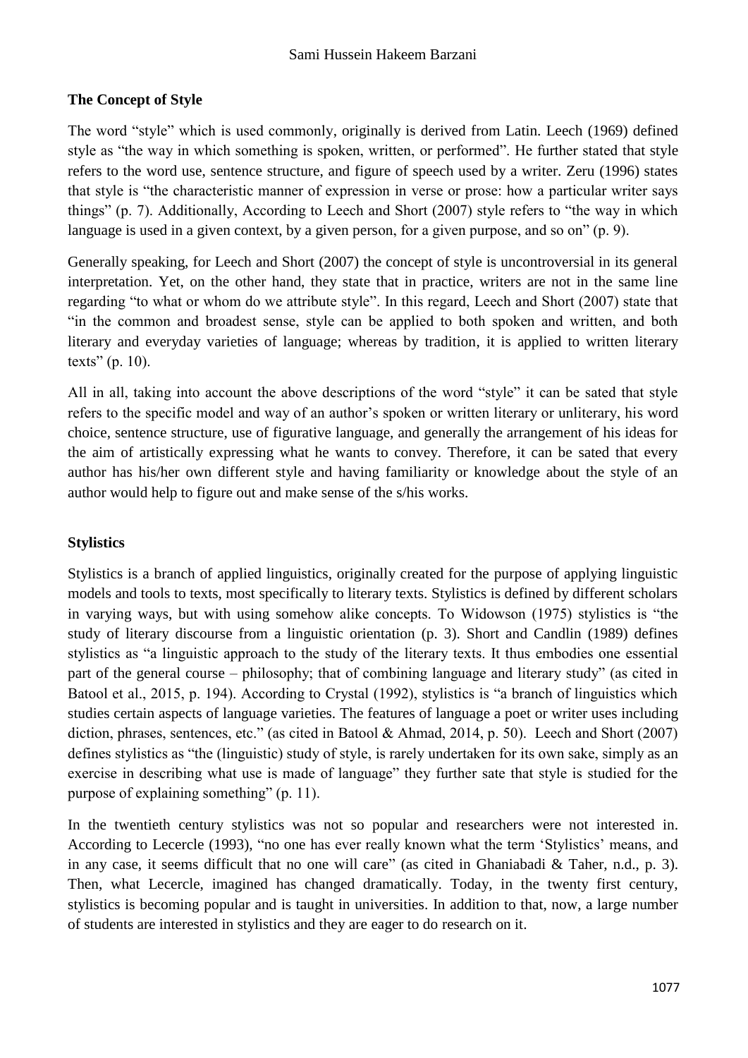**The Concept of Style**

The word "style" which is used commonly, originally is derived from Latin. Leech (1969) defined style as "the way in which something is spoken, written, or performed". He further stated that style refers to the word use, sentence structure, and figure of speech used by a writer. Zeru (1996) states that style is "the characteristic manner of expression in verse or prose: how a particular writer says things" (p. 7). Additionally, According to Leech and Short (2007) style refers to "the way in which language is used in a given context, by a given person, for a given purpose, and so on" (p. 9).

Generally speaking, for Leech and Short (2007) the concept of style is uncontroversial in its general interpretation. Yet, on the other hand, they state that in practice, writers are not in the same line regarding "to what or whom do we attribute style". In this regard, Leech and Short (2007) state that "in the common and broadest sense, style can be applied to both spoken and written, and both literary and everyday varieties of language; whereas by tradition, it is applied to written literary texts" (p. 10).

All in all, taking into account the above descriptions of the word "style" it can be sated that style refers to the specific model and way of an author's spoken or written literary or unliterary, his word choice, sentence structure, use of figurative language, and generally the arrangement of his ideas for the aim of artistically expressing what he wants to convey. Therefore, it can be sated that every author has his/her own different style and having familiarity or knowledge about the style of an author would help to figure out and make sense of the s/his works.

**Stylistics**

Stylistics is a branch of applied linguistics, originally created for the purpose of applying linguistic models and tools to texts, most specifically to literary texts. Stylistics is defined by different scholars in varying ways, but with using somehow alike concepts. To Widowson (1975) stylistics is "the study of literary discourse from a linguistic orientation (p. 3). Short and Candlin (1989) defines stylistics as "a linguistic approach to the study of the literary texts. It thus embodies one essential part of the general course – philosophy; that of combining language and literary study" (as cited in Batool et al., 2015, p. 194). According to Crystal (1992), stylistics is "a branch of linguistics which studies certain aspects of language varieties. The features of language a poet or writer uses including diction, phrases, sentences, etc." (as cited in Batool & Ahmad, 2014, p. 50). Leech and Short (2007) defines stylistics as "the (linguistic) study of style, is rarely undertaken for its own sake, simply as an exercise in describing what use is made of language" they further sate that style is studied for the purpose of explaining something" (p. 11).

In the twentieth century stylistics was not so popular and researchers were not interested in. According to Lecercle (1993), "no one has ever really known what the term 'Stylistics' means, and in any case, it seems difficult that no one will care" (as cited in Ghaniabadi & Taher, n.d., p. 3). Then, what Lecercle, imagined has changed dramatically. Today, in the twenty first century, stylistics is becoming popular and is taught in universities. In addition to that, now, a large number of students are interested in stylistics and they are eager to do research on it.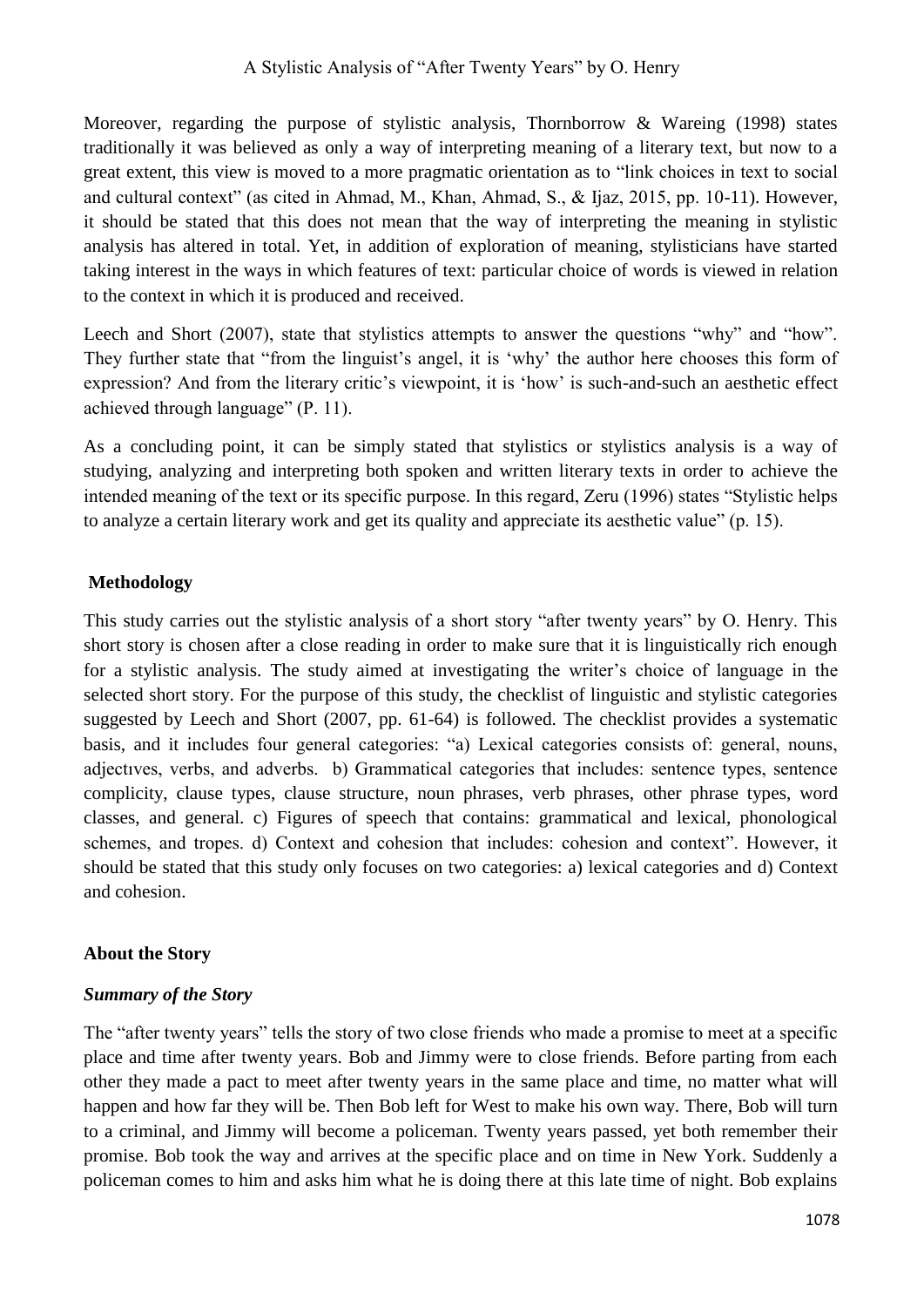Moreover, regarding the purpose of stylistic analysis, Thornborrow & Wareing (1998) states traditionally it was believed as only a way of interpreting meaning of a literary text, but now to a great extent, this view is moved to a more pragmatic orientation as to "link choices in text to social and cultural context" (as cited in Ahmad, M., Khan, Ahmad, S., & Ijaz, 2015, pp. 10-11). However, it should be stated that this does not mean that the way of interpreting the meaning in stylistic analysis has altered in total. Yet, in addition of exploration of meaning, stylisticians have started taking interest in the ways in which features of text: particular choice of words is viewed in relation to the context in which it is produced and received.

Leech and Short (2007), state that stylistics attempts to answer the questions "why" and "how". They further state that "from the linguist's angel, it is 'why' the author here chooses this form of expression? And from the literary critic's viewpoint, it is 'how' is such-and-such an aesthetic effect achieved through language" (P. 11).

As a concluding point, it can be simply stated that stylistics or stylistics analysis is a way of studying, analyzing and interpreting both spoken and written literary texts in order to achieve the intended meaning of the text or its specific purpose. In this regard, Zeru (1996) states "Stylistic helps to analyze a certain literary work and get its quality and appreciate its aesthetic value" (p. 15).

## Methodology

This study carries out the stylistic analysis of a short story "after twenty years" by O. Henry. This short story is chosen after a close reading in order to make sure that it is linguistically rich enough for a stylistic analysis. The study aimed at investigating the writer's choice of language in the selected short story. For the purpose of this study, the checklist of linguistic and stylistic categories suggested by Leech and Short (2007, pp. 61-64) is followed. The checklist provides a systematic basis, and it includes four general categories: "a) Lexical categories consists of: general, nouns, adjectıves, verbs, and adverbs. b) Grammatical categories that includes: sentence types, sentence complicity, clause types, clause structure, noun phrases, verb phrases, other phrase types, word classes, and general. c) Figures of speech that contains: grammatical and lexical, phonological schemes, and tropes. d) Context and cohesion that includes: cohesion and context". However, it should be stated that this study only focuses on two categories: a) lexical categories and d) Context and cohesion.

## About the Story

### *Summary of the Story*

The "after twenty years" tells the story of two close friends who made a promise to meet at a specific place and time after twenty years. Bob and Jimmy were to close friends. Before parting from each other they made a pact to meet after twenty years in the same place and time, no matter what will happen and how far they will be. Then Bob left for West to make his own way. There, Bob will turn to a criminal, and Jimmy will become a policeman. Twenty years passed, yet both remember their promise. Bob took the way and arrives at the specific place and on time in New York. Suddenly a policeman comes to him and asks him what he is doing there at this late time of night. Bob explains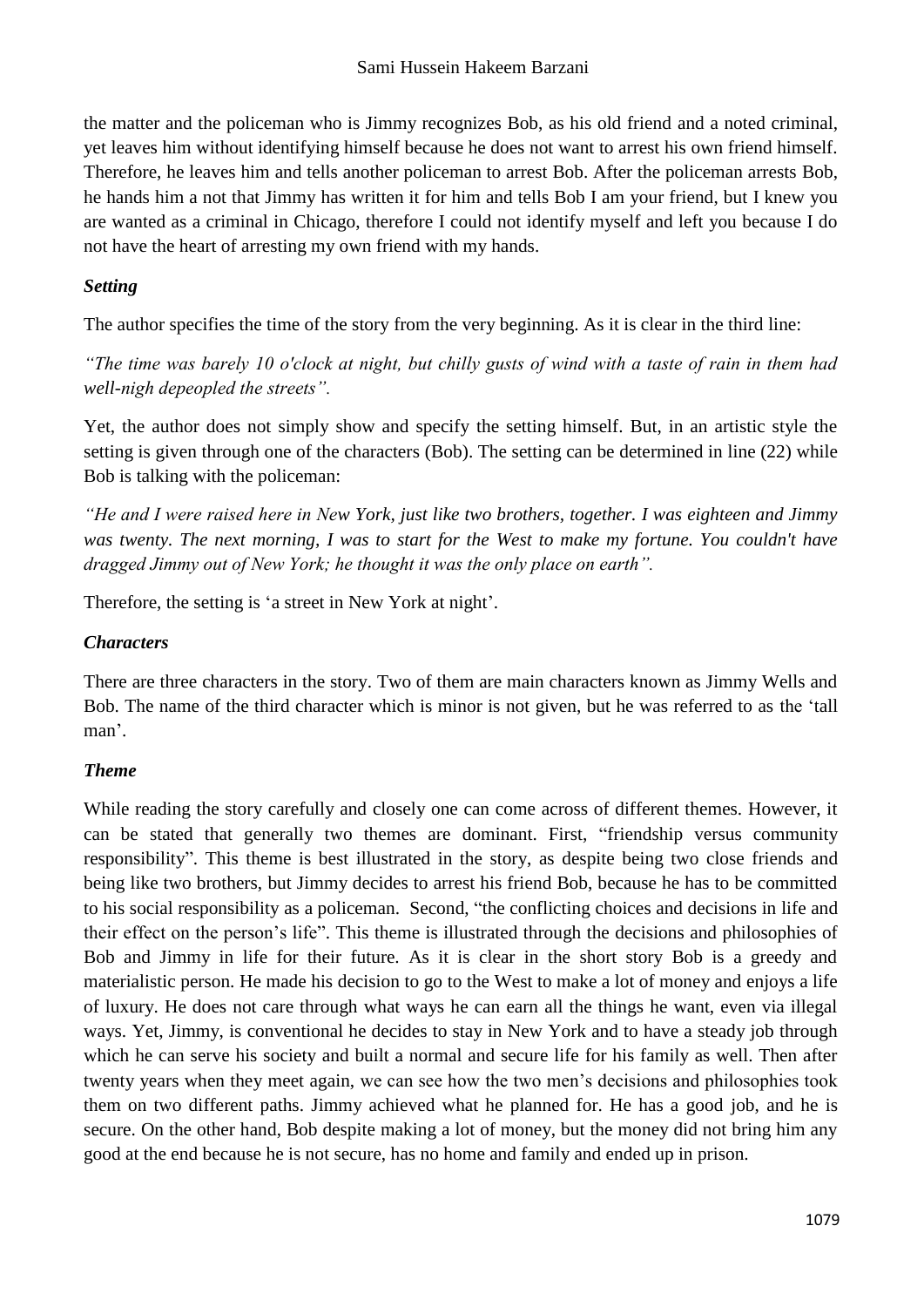the matter and the policeman who is Jimmy recognizes Bob, as his old friend and a noted criminal, yet leaves him without identifying himself because he does not want to arrest his own friend himself. Therefore, he leaves him and tells another policeman to arrest Bob. After the policeman arrests Bob, he hands him a not that Jimmy has written it for him and tells Bob I am your friend, but I knew you are wanted as a criminal in Chicago, therefore I could not identify myself and left you because I do not have the heart of arresting my own friend with my hands.

### *Setting*

The author specifies the time of the story from the very beginning. As it is clear in the third line:

*"The time was barely 10 o'clock at night, but chilly gusts of wind with a taste of rain in them had well-nigh depeopled the streets".*

Yet, the author does not simply show and specify the setting himself. But, in an artistic style the setting is given through one of the characters (Bob). The setting can be determined in line (22) while Bob is talking with the policeman:

*"He and I were raised here in New York, just like two brothers, together. I was eighteen and Jimmy was twenty. The next morning, I was to start for the West to make my fortune. You couldn't have dragged Jimmy out of New York; he thought it was the only place on earth".*

Therefore, the setting is 'a street in New York at night'.

### *Characters*

There are three characters in the story. Two of them are main characters known as Jimmy Wells and Bob. The name of the third character which is minor is not given, but he was referred to as the 'tall man'.

### *Theme*

While reading the story carefully and closely one can come across of different themes. However, it can be stated that generally two themes are dominant. First, "friendship versus community responsibility". This theme is best illustrated in the story, as despite being two close friends and being like two brothers, but Jimmy decides to arrest his friend Bob, because he has to be committed to his social responsibility as a policeman. Second, "the conflicting choices and decisions in life and their effect on the person's life". This theme is illustrated through the decisions and philosophies of Bob and Jimmy in life for their future. As it is clear in the short story Bob is a greedy and materialistic person. He made his decision to go to the West to make a lot of money and enjoys a life of luxury. He does not care through what ways he can earn all the things he want, even via illegal ways. Yet, Jimmy, is conventional he decides to stay in New York and to have a steady job through which he can serve his society and built a normal and secure life for his family as well. Then after twenty years when they meet again, we can see how the two men's decisions and philosophies took them on two different paths. Jimmy achieved what he planned for. He has a good job, and he is secure. On the other hand, Bob despite making a lot of money, but the money did not bring him any good at the end because he is not secure, has no home and family and ended up in prison.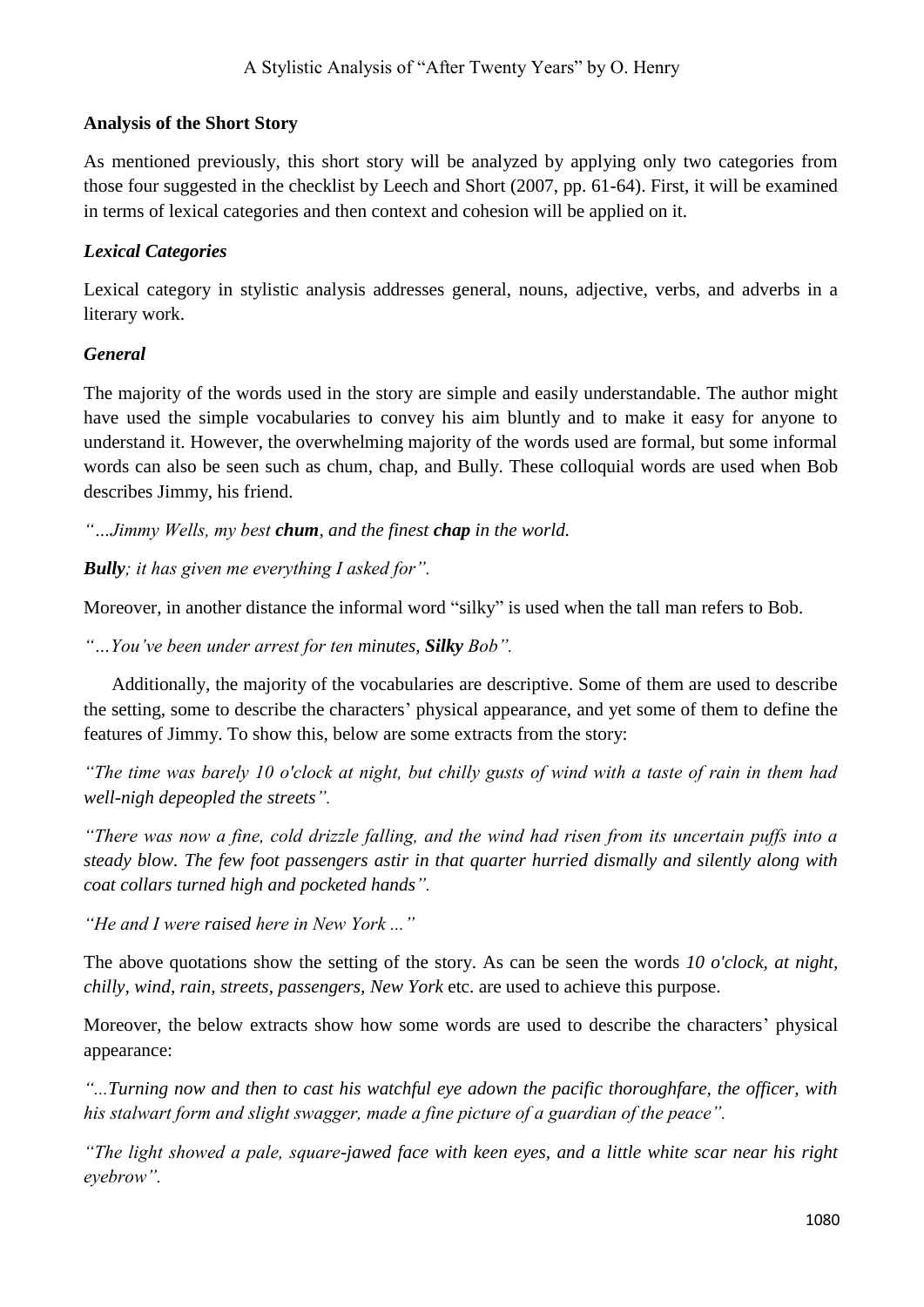## Analysis of the Short Story

As mentioned previously, this short story will be analyzed by applying only two categories from those four suggested in the checklist by Leech and Short (2007, pp. 61-64). First, it will be examined in terms of lexical categories and then context and cohesion will be applied on it.

### *Lexical Categories*

Lexical category in stylistic analysis addresses general, nouns, adjective, verbs, and adverbs in a literary work.

### *General*

The majority of the words used in the story are simple and easily understandable. The author might have used the simple vocabularies to convey his aim bluntly and to make it easy for anyone to understand it. However, the overwhelming majority of the words used are formal, but some informal words can also be seen such as chum, chap, and Bully. These colloquial words are used when Bob describes Jimmy, his friend.

*"…Jimmy Wells, my best **chum**, and the finest **chap** in the world.*

***Bully**; it has given me everything I asked for".*

Moreover, in another distance the informal word "silky" is used when the tall man refers to Bob.

*"…You've been under arrest for ten minutes, **Silky** Bob".*

Additionally, the majority of the vocabularies are descriptive. Some of them are used to describe the setting, some to describe the characters' physical appearance, and yet some of them to define the features of Jimmy. To show this, below are some extracts from the story:

*"The time was barely 10 o'clock at night, but chilly gusts of wind with a taste of rain in them had well-nigh depeopled the streets".*

*"There was now a fine, cold drizzle falling, and the wind had risen from its uncertain puffs into a steady blow. The few foot passengers astir in that quarter hurried dismally and silently along with coat collars turned high and pocketed hands".*

*"He and I were raised here in New York ..."*

The above quotations show the setting of the story. As can be seen the words *10 o'clock, at night, chilly, wind, rain, streets, passengers, New York* etc. are used to achieve this purpose.

Moreover, the below extracts show how some words are used to describe the characters' physical appearance:

*"...Turning now and then to cast his watchful eye adown the pacific thoroughfare, the officer, with his stalwart form and slight swagger, made a fine picture of a guardian of the peace".*

*"The light showed a pale, square-jawed face with keen eyes, and a little white scar near his right eyebrow".*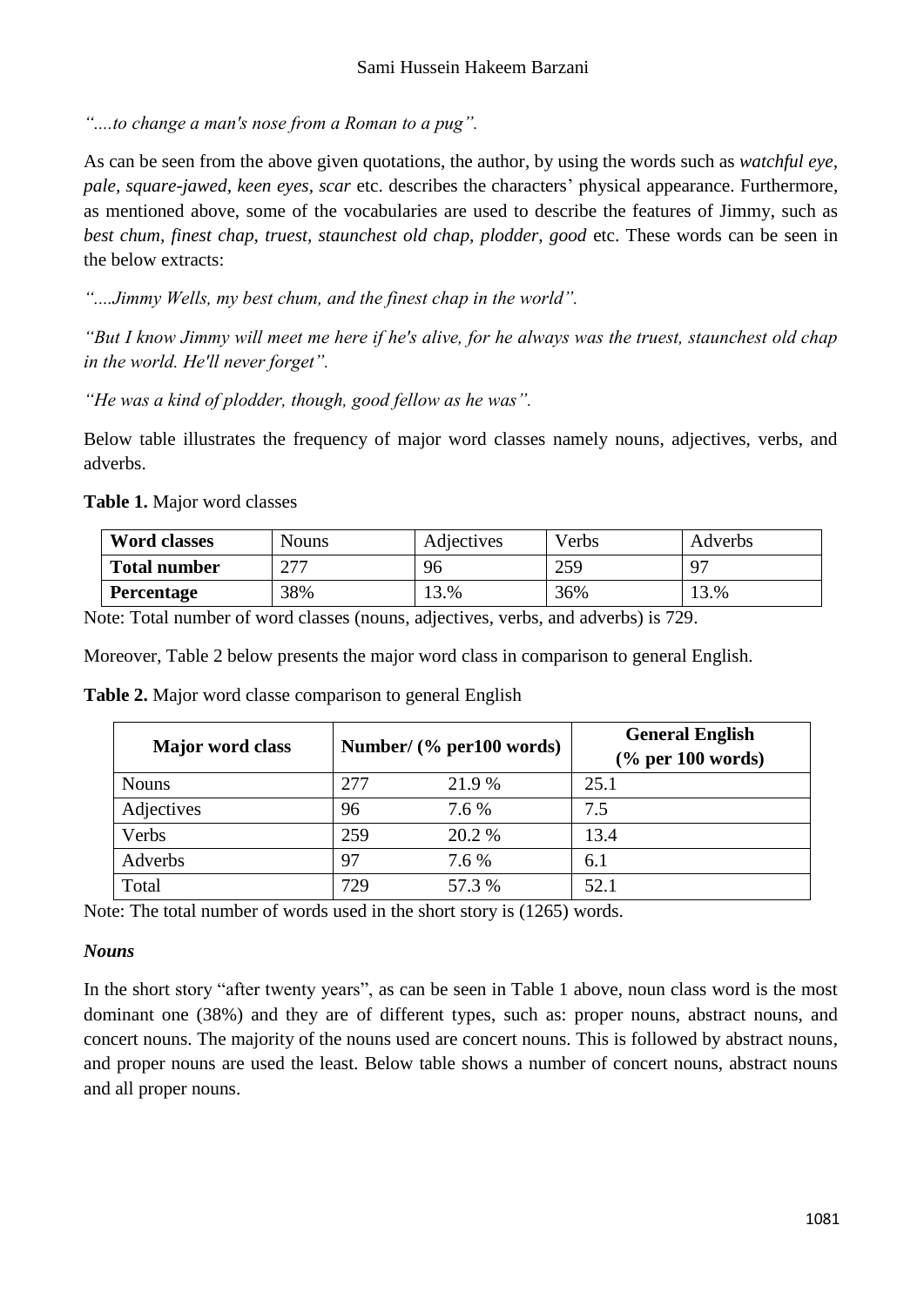*"....to change a man's nose from a Roman to a pug".*

As can be seen from the above given quotations, the author, by using the words such as *watchful eye, pale, square-jawed, keen eyes, scar* etc. describes the characters' physical appearance. Furthermore, as mentioned above, some of the vocabularies are used to describe the features of Jimmy, such as *best chum, finest chap, truest, staunchest old chap, plodder, good* etc. These words can be seen in the below extracts:

*"....Jimmy Wells, my best chum, and the finest chap in the world".*

*"But I know Jimmy will meet me here if he's alive, for he always was the truest, staunchest old chap in the world. He'll never forget".*

*"He was a kind of plodder, though, good fellow as he was".*

Below table illustrates the frequency of major word classes namely nouns, adjectives, verbs, and adverbs.

**Table 1.** Major word classes

| **Word classes** | Nouns | Adjectives | Verbs | Adverbs |
|---|---|---|---|---|
| **Total number** | 277 | 96 | 259 | 97 |
| **Percentage** | 38% | 13.% | 36% | 13.% |

Note: Total number of word classes (nouns, adjectives, verbs, and adverbs) is 729.

Moreover, Table 2 below presents the major word class in comparison to general English.

**Table 2.** Major word classe comparison to general English

| **Major word class** | **Number/ (% per100 words)** | | **General English (% per 100 words)** |
|---|---|---|---|
| Nouns | 277 | 21.9 % | 25.1 |
| Adjectives | 96 | 7.6 % | 7.5 |
| Verbs | 259 | 20.2 % | 13.4 |
| Adverbs | 97 | 7.6 % | 6.1 |
| Total | 729 | 57.3 % | 52.1 |

Note: The total number of words used in the short story is (1265) words.

### *Nouns*

In the short story "after twenty years", as can be seen in Table 1 above, noun class word is the most dominant one (38%) and they are of different types, such as: proper nouns, abstract nouns, and concert nouns. The majority of the nouns used are concert nouns. This is followed by abstract nouns, and proper nouns are used the least. Below table shows a number of concert nouns, abstract nouns and all proper nouns.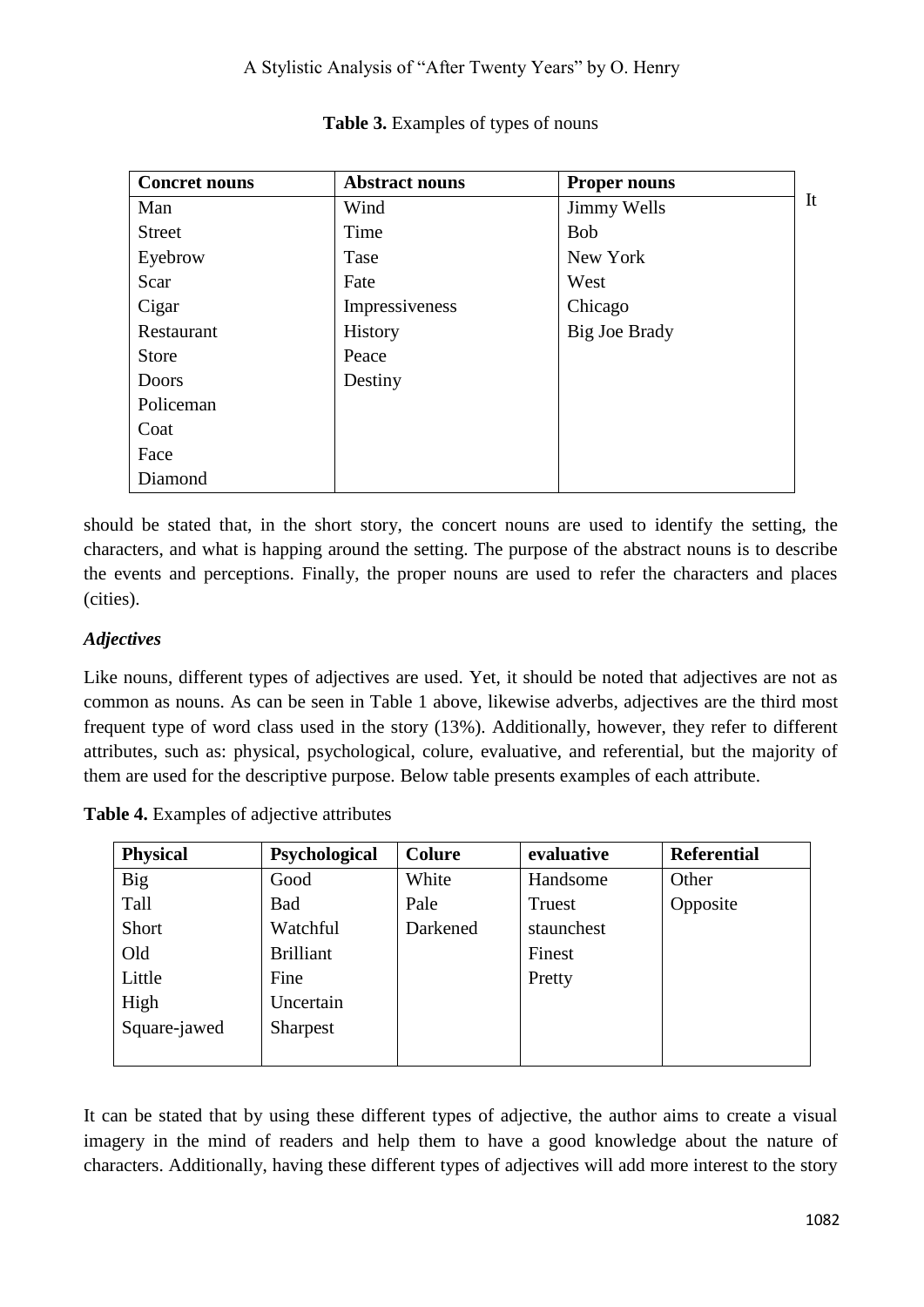**Table 3.** Examples of types of nouns

| Concret nouns | Abstract nouns | Proper nouns |
|---|---|---|
| Man | Wind | Jimmy Wells |
| Street | Time | Bob |
| Eyebrow | Tase | New York |
| Scar | Fate | West |
| Cigar | Impressiveness | Chicago |
| Restaurant | History | Big Joe Brady |
| Store | Peace | |
| Doors | Destiny | |
| Policeman | | |
| Coat | | |
| Face | | |
| Diamond | | |

It should be stated that, in the short story, the concert nouns are used to identify the setting, the characters, and what is happing around the setting. The purpose of the abstract nouns is to describe the events and perceptions. Finally, the proper nouns are used to refer the characters and places (cities).

### *Adjectives*

Like nouns, different types of adjectives are used. Yet, it should be noted that adjectives are not as common as nouns. As can be seen in Table 1 above, likewise adverbs, adjectives are the third most frequent type of word class used in the story (13%). Additionally, however, they refer to different attributes, such as: physical, psychological, colure, evaluative, and referential, but the majority of them are used for the descriptive purpose. Below table presents examples of each attribute.

**Table 4.** Examples of adjective attributes

| Physical | Psychological | Colure | evaluative | Referential |
|---|---|---|---|---|
| Big | Good | White | Handsome | Other |
| Tall | Bad | Pale | Truest | Opposite |
| Short | Watchful | Darkened | staunchest | |
| Old | Brilliant | | Finest | |
| Little | Fine | | Pretty | |
| High | Uncertain | | | |
| Square-jawed | Sharpest | | | |

It can be stated that by using these different types of adjective, the author aims to create a visual imagery in the mind of readers and help them to have a good knowledge about the nature of characters. Additionally, having these different types of adjectives will add more interest to the story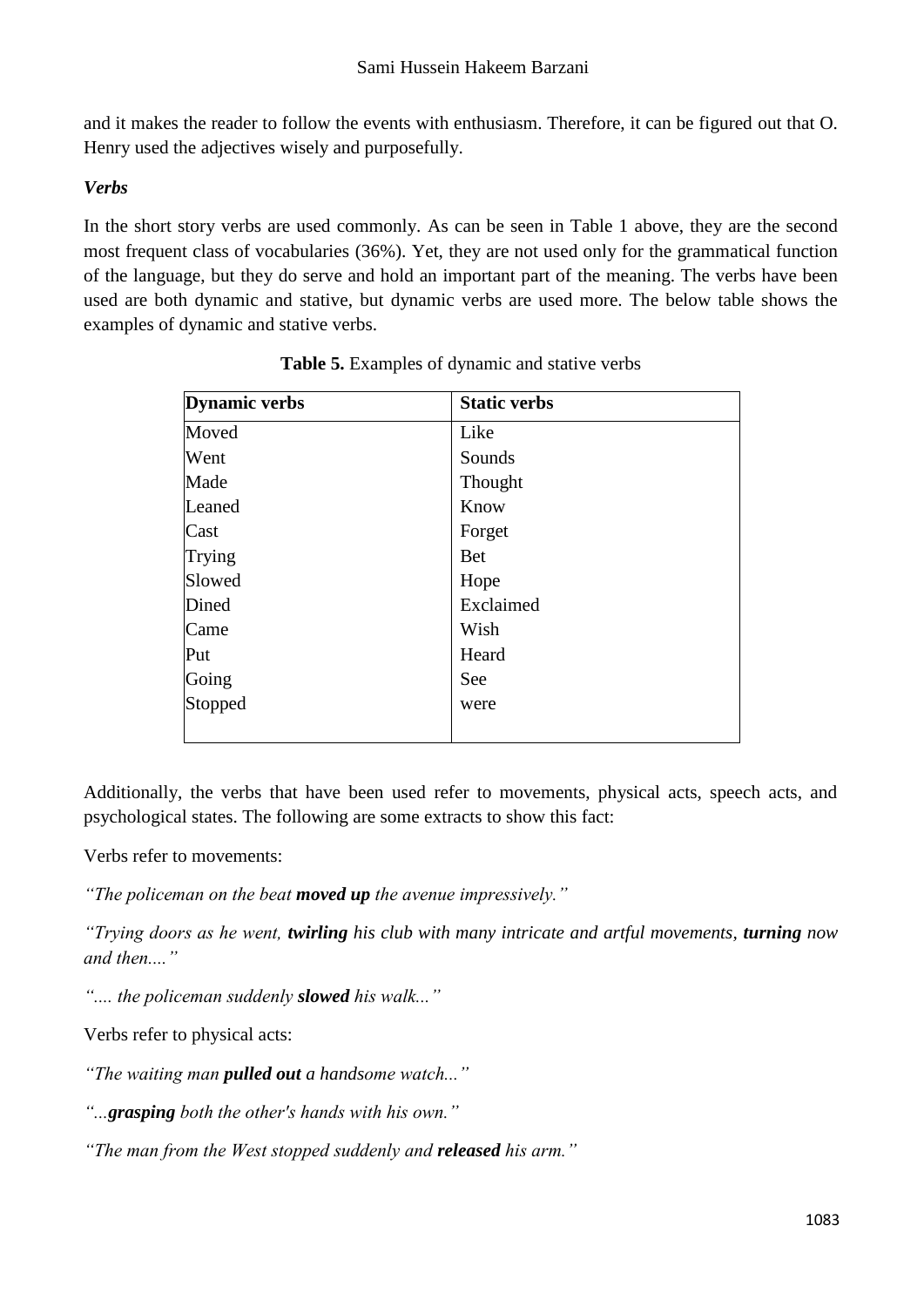and it makes the reader to follow the events with enthusiasm. Therefore, it can be figured out that O. Henry used the adjectives wisely and purposefully.

***Verbs***

In the short story verbs are used commonly. As can be seen in Table 1 above, they are the second most frequent class of vocabularies (36%). Yet, they are not used only for the grammatical function of the language, but they do serve and hold an important part of the meaning. The verbs have been used are both dynamic and stative, but dynamic verbs are used more. The below table shows the examples of dynamic and stative verbs.

**Table 5.** Examples of dynamic and stative verbs

| Dynamic verbs | Static verbs |
|---|---|
| Moved | Like |
| Went | Sounds |
| Made | Thought |
| Leaned | Know |
| Cast | Forget |
| Trying | Bet |
| Slowed | Hope |
| Dined | Exclaimed |
| Came | Wish |
| Put | Heard |
| Going | See |
| Stopped | were |

Additionally, the verbs that have been used refer to movements, physical acts, speech acts, and psychological states. The following are some extracts to show this fact:

Verbs refer to movements:

*"The policeman on the beat **moved up** the avenue impressively."*

*"Trying doors as he went, **twirling** his club with many intricate and artful movements, **turning** now and then...."*

*".... the policeman suddenly **slowed** his walk..."*

Verbs refer to physical acts:

*"The waiting man **pulled out** a handsome watch..."*

*"...**grasping** both the other's hands with his own."*

*"The man from the West stopped suddenly and **released** his arm."*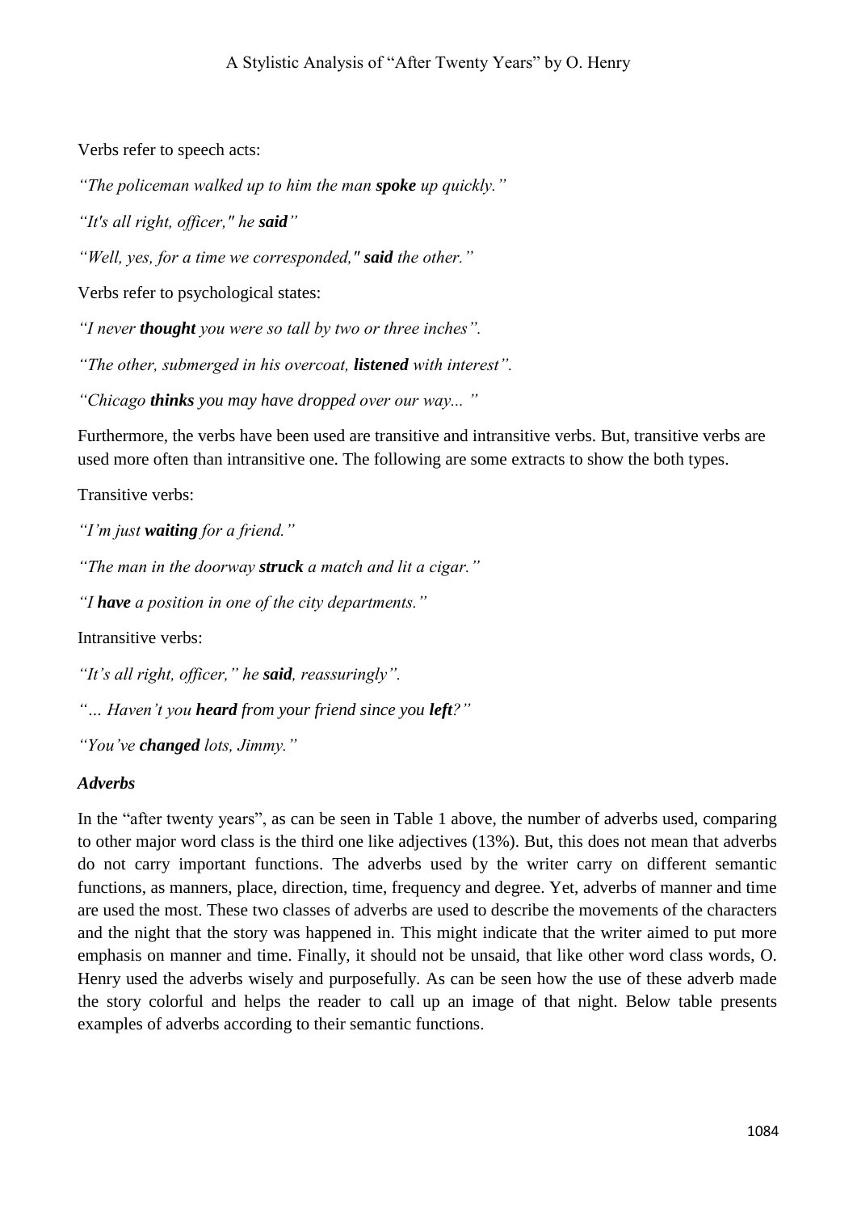Verbs refer to speech acts:

*"The policeman walked up to him the man **spoke** up quickly."*

*"It's all right, officer," he **said**"*

*"Well, yes, for a time we corresponded," **said** the other."*

Verbs refer to psychological states:

*"I never **thought** you were so tall by two or three inches".*

*"The other, submerged in his overcoat, **listened** with interest".*

*"Chicago **thinks** you may have dropped over our way... "*

Furthermore, the verbs have been used are transitive and intransitive verbs. But, transitive verbs are used more often than intransitive one. The following are some extracts to show the both types.

Transitive verbs:

*"I'm just **waiting** for a friend."*

*"The man in the doorway **struck** a match and lit a cigar."*

*"I **have** a position in one of the city departments."*

Intransitive verbs:

*"It's all right, officer," he **said**, reassuringly".*

*"… Haven't you **heard** from your friend since you **left**?"*

*"You've **changed** lots, Jimmy."*

### *Adverbs*

In the "after twenty years", as can be seen in Table 1 above, the number of adverbs used, comparing to other major word class is the third one like adjectives (13%). But, this does not mean that adverbs do not carry important functions. The adverbs used by the writer carry on different semantic functions, as manners, place, direction, time, frequency and degree. Yet, adverbs of manner and time are used the most. These two classes of adverbs are used to describe the movements of the characters and the night that the story was happened in. This might indicate that the writer aimed to put more emphasis on manner and time. Finally, it should not be unsaid, that like other word class words, O. Henry used the adverbs wisely and purposefully. As can be seen how the use of these adverb made the story colorful and helps the reader to call up an image of that night. Below table presents examples of adverbs according to their semantic functions.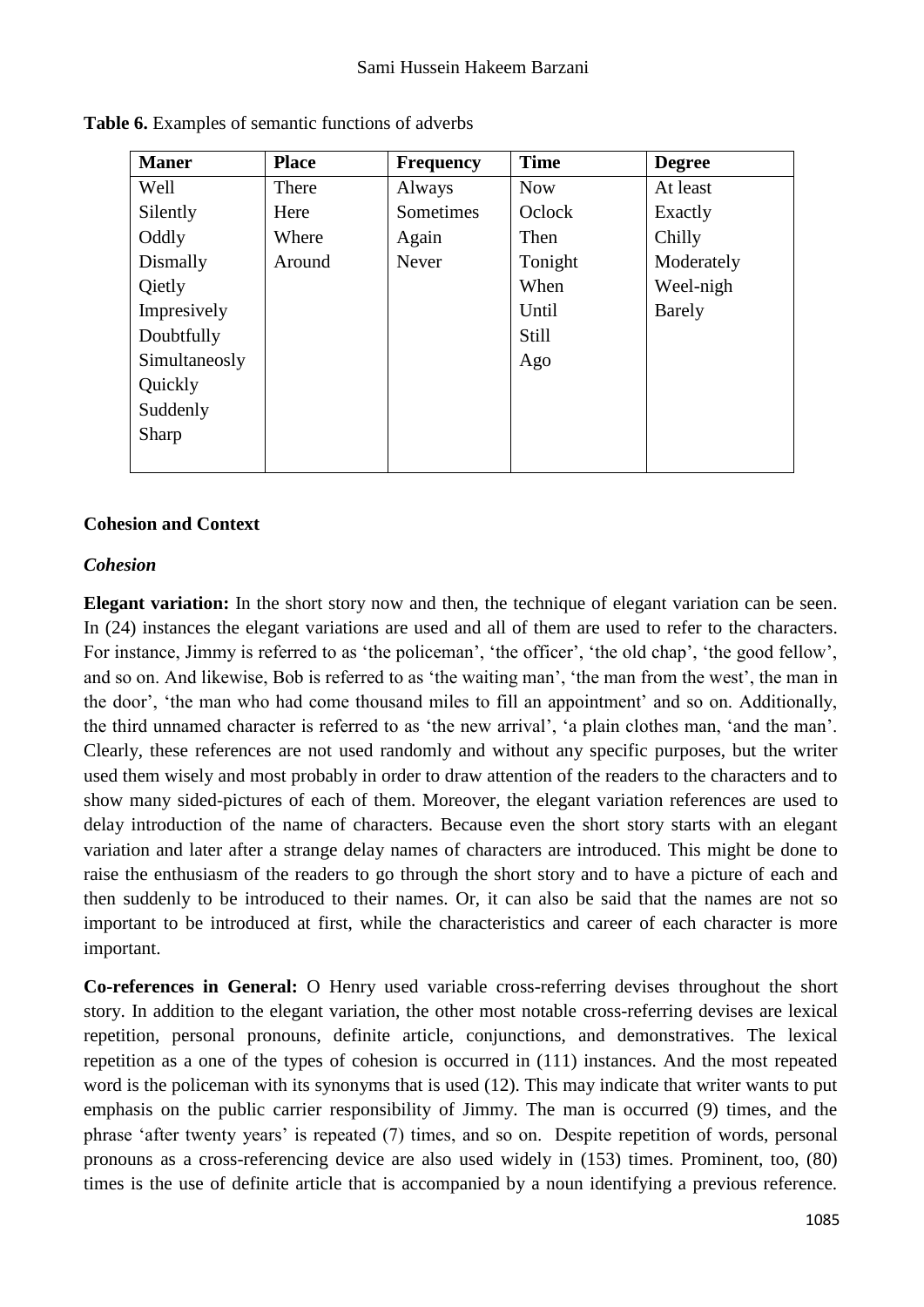**Table 6.** Examples of semantic functions of adverbs

| Maner | Place | Frequency | Time | Degree |
|---|---|---|---|---|
| Well | There | Always | Now | At least |
| Silently | Here | Sometimes | Oclock | Exactly |
| Oddly | Where | Again | Then | Chilly |
| Dismally | Around | Never | Tonight | Moderately |
| Qietly | | | When | Weel-nigh |
| Impresively | | | Until | Barely |
| Doubtfully | | | Still | |
| Simultaneosly | | | Ago | |
| Quickly | | | | |
| Suddenly | | | | |
| Sharp | | | | |

### Cohesion and Context

#### *Cohesion*

**Elegant variation:** In the short story now and then, the technique of elegant variation can be seen. In (24) instances the elegant variations are used and all of them are used to refer to the characters. For instance, Jimmy is referred to as 'the policeman', 'the officer', 'the old chap', 'the good fellow', and so on. And likewise, Bob is referred to as 'the waiting man', 'the man from the west', the man in the door', 'the man who had come thousand miles to fill an appointment' and so on. Additionally, the third unnamed character is referred to as 'the new arrival', 'a plain clothes man, 'and the man'. Clearly, these references are not used randomly and without any specific purposes, but the writer used them wisely and most probably in order to draw attention of the readers to the characters and to show many sided-pictures of each of them. Moreover, the elegant variation references are used to delay introduction of the name of characters. Because even the short story starts with an elegant variation and later after a strange delay names of characters are introduced. This might be done to raise the enthusiasm of the readers to go through the short story and to have a picture of each and then suddenly to be introduced to their names. Or, it can also be said that the names are not so important to be introduced at first, while the characteristics and career of each character is more important.

**Co-references in General:** O Henry used variable cross-referring devises throughout the short story. In addition to the elegant variation, the other most notable cross-referring devises are lexical repetition, personal pronouns, definite article, conjunctions, and demonstratives. The lexical repetition as a one of the types of cohesion is occurred in (111) instances. And the most repeated word is the policeman with its synonyms that is used (12). This may indicate that writer wants to put emphasis on the public carrier responsibility of Jimmy. The man is occurred (9) times, and the phrase 'after twenty years' is repeated (7) times, and so on. Despite repetition of words, personal pronouns as a cross-referencing device are also used widely in (153) times. Prominent, too, (80) times is the use of definite article that is accompanied by a noun identifying a previous reference.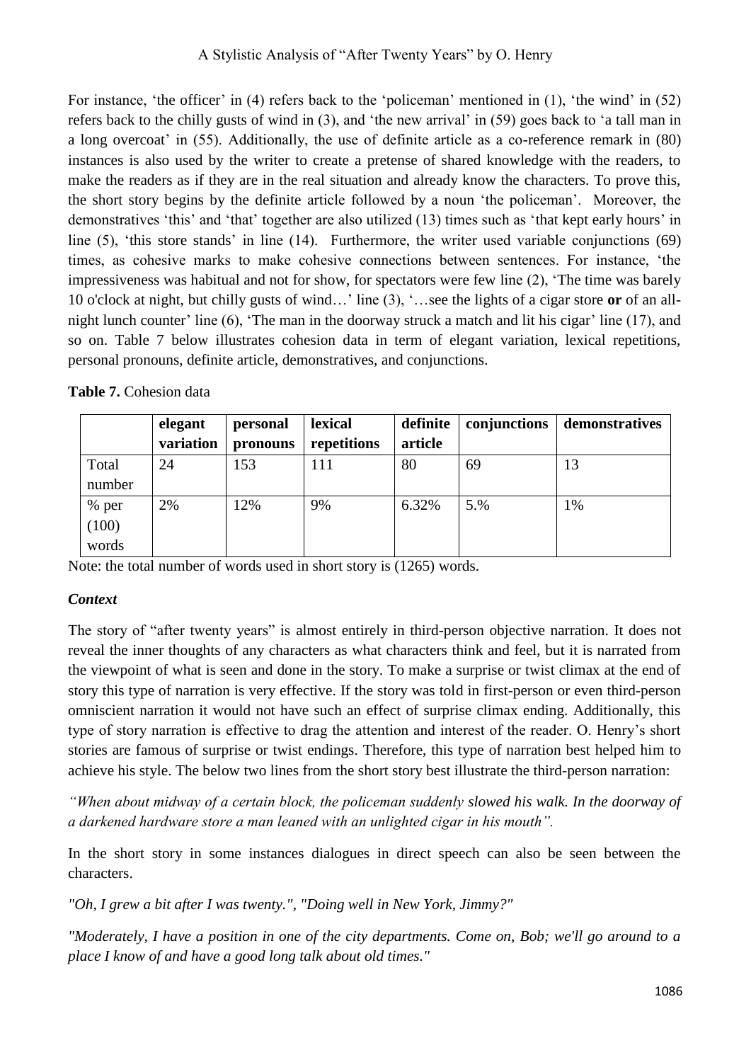For instance, 'the officer' in (4) refers back to the 'policeman' mentioned in (1), 'the wind' in (52) refers back to the chilly gusts of wind in (3), and 'the new arrival' in (59) goes back to 'a tall man in a long overcoat' in (55). Additionally, the use of definite article as a co-reference remark in (80) instances is also used by the writer to create a pretense of shared knowledge with the readers, to make the readers as if they are in the real situation and already know the characters. To prove this, the short story begins by the definite article followed by a noun 'the policeman'. Moreover, the demonstratives 'this' and 'that' together are also utilized (13) times such as 'that kept early hours' in line (5), 'this store stands' in line (14). Furthermore, the writer used variable conjunctions (69) times, as cohesive marks to make cohesive connections between sentences. For instance, 'the impressiveness was habitual and not for show, for spectators were few line (2), 'The time was barely 10 o'clock at night, but chilly gusts of wind…' line (3), '…see the lights of a cigar store **or** of an all-night lunch counter' line (6), 'The man in the doorway struck a match and lit his cigar' line (17), and so on. Table 7 below illustrates cohesion data in term of elegant variation, lexical repetitions, personal pronouns, definite article, demonstratives, and conjunctions.

**Table 7.** Cohesion data

| | elegant variation | personal pronouns | lexical repetitions | definite article | conjunctions | demonstratives |
|---|---|---|---|---|---|---|
| Total number | 24 | 153 | 111 | 80 | 69 | 13 |
| % per (100) words | 2% | 12% | 9% | 6.32% | 5.% | 1% |

Note: the total number of words used in short story is (1265) words.

### *Context*

The story of "after twenty years" is almost entirely in third-person objective narration. It does not reveal the inner thoughts of any characters as what characters think and feel, but it is narrated from the viewpoint of what is seen and done in the story. To make a surprise or twist climax at the end of story this type of narration is very effective. If the story was told in first-person or even third-person omniscient narration it would not have such an effect of surprise climax ending. Additionally, this type of story narration is effective to drag the attention and interest of the reader. O. Henry's short stories are famous of surprise or twist endings. Therefore, this type of narration best helped him to achieve his style. The below two lines from the short story best illustrate the third-person narration:

*"When about midway of a certain block, the policeman suddenly slowed his walk. In the doorway of a darkened hardware store a man leaned with an unlighted cigar in his mouth".*

In the short story in some instances dialogues in direct speech can also be seen between the characters.

*"Oh, I grew a bit after I was twenty.", "Doing well in New York, Jimmy?"*

*"Moderately, I have a position in one of the city departments. Come on, Bob; we'll go around to a place I know of and have a good long talk about old times."*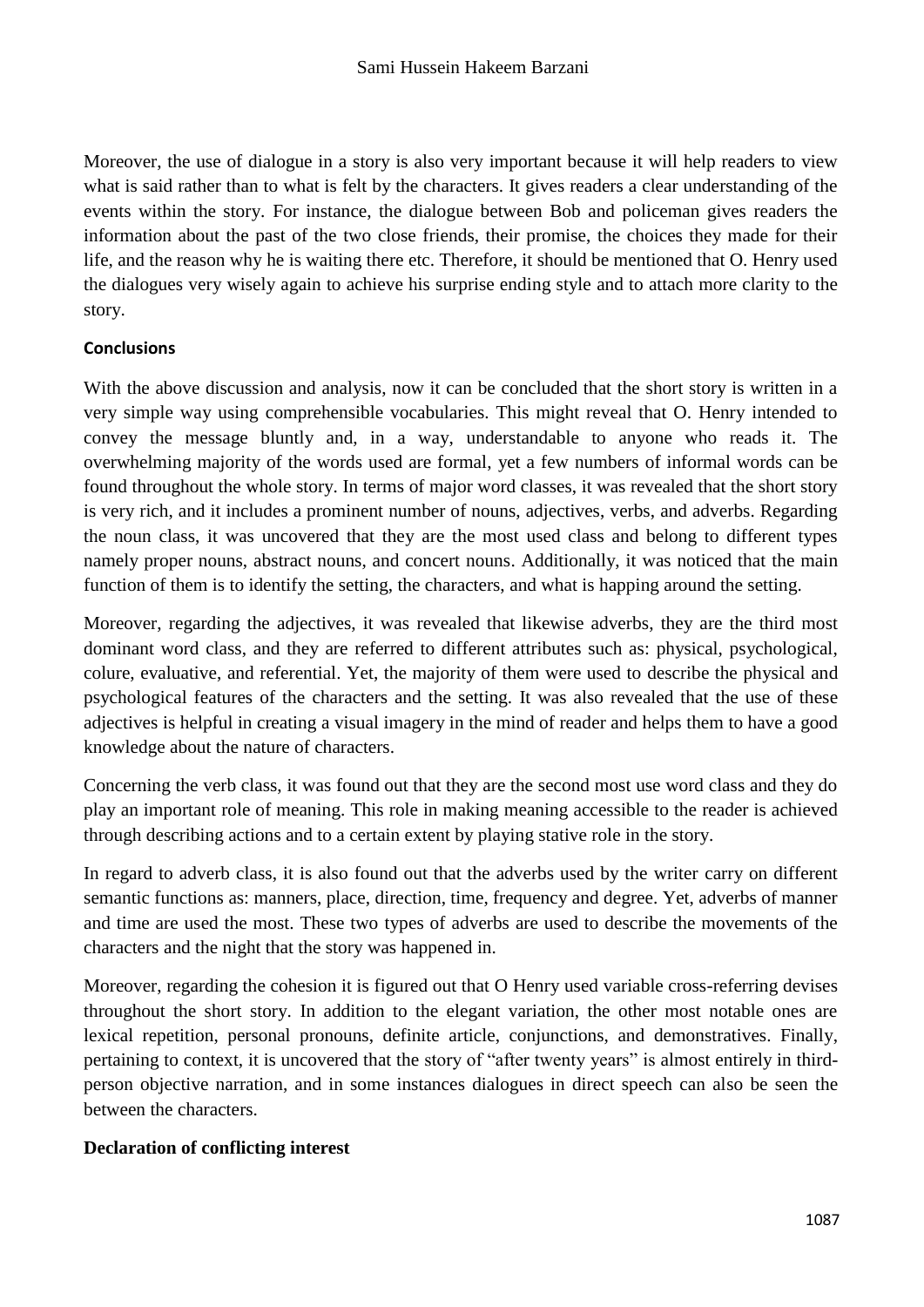Moreover, the use of dialogue in a story is also very important because it will help readers to view what is said rather than to what is felt by the characters. It gives readers a clear understanding of the events within the story. For instance, the dialogue between Bob and policeman gives readers the information about the past of the two close friends, their promise, the choices they made for their life, and the reason why he is waiting there etc. Therefore, it should be mentioned that O. Henry used the dialogues very wisely again to achieve his surprise ending style and to attach more clarity to the story.

## Conclusions

With the above discussion and analysis, now it can be concluded that the short story is written in a very simple way using comprehensible vocabularies. This might reveal that O. Henry intended to convey the message bluntly and, in a way, understandable to anyone who reads it. The overwhelming majority of the words used are formal, yet a few numbers of informal words can be found throughout the whole story. In terms of major word classes, it was revealed that the short story is very rich, and it includes a prominent number of nouns, adjectives, verbs, and adverbs. Regarding the noun class, it was uncovered that they are the most used class and belong to different types namely proper nouns, abstract nouns, and concert nouns. Additionally, it was noticed that the main function of them is to identify the setting, the characters, and what is happing around the setting.

Moreover, regarding the adjectives, it was revealed that likewise adverbs, they are the third most dominant word class, and they are referred to different attributes such as: physical, psychological, colure, evaluative, and referential. Yet, the majority of them were used to describe the physical and psychological features of the characters and the setting. It was also revealed that the use of these adjectives is helpful in creating a visual imagery in the mind of reader and helps them to have a good knowledge about the nature of characters.

Concerning the verb class, it was found out that they are the second most use word class and they do play an important role of meaning. This role in making meaning accessible to the reader is achieved through describing actions and to a certain extent by playing stative role in the story.

In regard to adverb class, it is also found out that the adverbs used by the writer carry on different semantic functions as: manners, place, direction, time, frequency and degree. Yet, adverbs of manner and time are used the most. These two types of adverbs are used to describe the movements of the characters and the night that the story was happened in.

Moreover, regarding the cohesion it is figured out that O Henry used variable cross-referring devises throughout the short story. In addition to the elegant variation, the other most notable ones are lexical repetition, personal pronouns, definite article, conjunctions, and demonstratives. Finally, pertaining to context, it is uncovered that the story of "after twenty years" is almost entirely in third-person objective narration, and in some instances dialogues in direct speech can also be seen the between the characters.

## Declaration of conflicting interest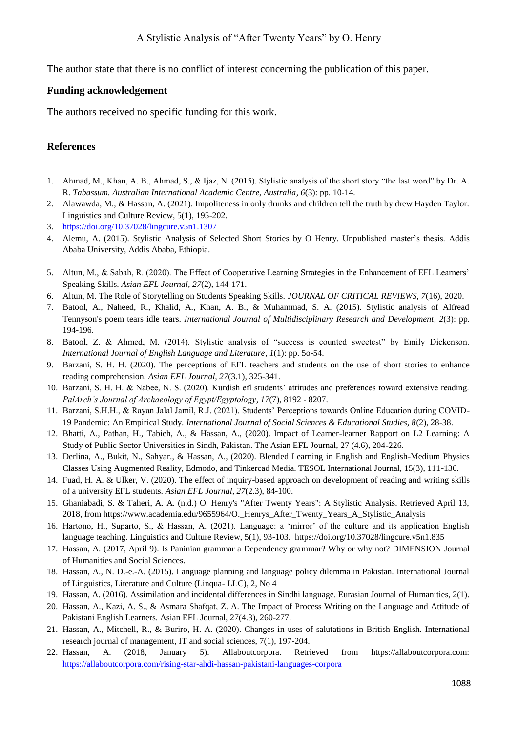The author state that there is no conflict of interest concerning the publication of this paper.

## Funding acknowledgement

The authors received no specific funding for this work.

## References

1. Ahmad, M., Khan, A. B., Ahmad, S., & Ijaz, N. (2015). Stylistic analysis of the short story "the last word" by Dr. A. R. *Tabassum. Australian International Academic Centre, Australia, 6*(3): pp. 10-14.
2. Alawawda, M., & Hassan, A. (2021). Impoliteness in only drunks and children tell the truth by drew Hayden Taylor. Linguistics and Culture Review, 5(1), 195-202.
3. https://doi.org/10.37028/lingcure.v5n1.1307
4. Alemu, A. (2015). Stylistic Analysis of Selected Short Stories by O Henry. Unpublished master's thesis. Addis Ababa University, Addis Ababa, Ethiopia.
5. Altun, M., & Sabah, R. (2020). The Effect of Cooperative Learning Strategies in the Enhancement of EFL Learners' Speaking Skills. *Asian EFL Journal, 27*(2), 144-171.
6. Altun, M. The Role of Storytelling on Students Speaking Skills. *JOURNAL OF CRITICAL REVIEWS, 7*(16), 2020.
7. Batool, A., Naheed, R., Khalid, A., Khan, A. B., & Muhammad, S. A. (2015). Stylistic analysis of Alfread Tennyson's poem tears idle tears. *International Journal of Multidisciplinary Research and Development, 2*(3): pp. 194-196.
8. Batool, Z. & Ahmed, M. (2014). Stylistic analysis of "success is counted sweetest" by Emily Dickenson. *International Journal of English Language and Literature, 1*(1): pp. 5o-54.
9. Barzani, S. H. H. (2020). The perceptions of EFL teachers and students on the use of short stories to enhance reading comprehension. *Asian EFL Journal, 27*(3.1), 325-341.
10. Barzani, S. H. H. & Nabee, N. S. (2020). Kurdish efl students' attitudes and preferences toward extensive reading. *PalArch's Journal of Archaeology of Egypt/Egyptology, 17*(7), 8192 - 8207.
11. Barzani, S.H.H., & Rayan Jalal Jamil, R.J. (2021). Students' Perceptions towards Online Education during COVID-19 Pandemic: An Empirical Study. *International Journal of Social Sciences & Educational Studies, 8*(2), 28-38.
12. Bhatti, A., Pathan, H., Tabieh, A., & Hassan, A., (2020). Impact of Learner-learner Rapport on L2 Learning: A Study of Public Sector Universities in Sindh, Pakistan. The Asian EFL Journal, 27 (4.6), 204-226.
13. Derlina, A., Bukit, N., Sahyar., & Hassan, A., (2020). Blended Learning in English and English-Medium Physics Classes Using Augmented Reality, Edmodo, and Tinkercad Media. TESOL International Journal, 15(3), 111-136.
14. Fuad, H. A. & Ulker, V. (2020). The effect of inquiry-based approach on development of reading and writing skills of a university EFL students. *Asian EFL Journal, 27*(2.3), 84-100.
15. Ghaniabadi, S. & Taheri, A. A. (n.d.) O. Henry's "After Twenty Years": A Stylistic Analysis. Retrieved April 13, 2018, from https://www.academia.edu/9655964/O._Henrys_After_Twenty_Years_A_Stylistic_Analysis
16. Hartono, H., Suparto, S., & Hassan, A. (2021). Language: a 'mirror' of the culture and its application English language teaching. Linguistics and Culture Review, 5(1), 93-103. https://doi.org/10.37028/lingcure.v5n1.835
17. Hassan, A. (2017, April 9). Is Paninian grammar a Dependency grammar? Why or why not? DIMENSION Journal of Humanities and Social Sciences.
18. Hassan, A., N. D.-e.-A. (2015). Language planning and language policy dilemma in Pakistan. International Journal of Linguistics, Literature and Culture (Linqua- LLC), 2, No 4
19. Hassan, A. (2016). Assimilation and incidental differences in Sindhi language. Eurasian Journal of Humanities, 2(1).
20. Hassan, A., Kazi, A. S., & Asmara Shafqat, Z. A. The Impact of Process Writing on the Language and Attitude of Pakistani English Learners. Asian EFL Journal, 27(4.3), 260-277.
21. Hassan, A., Mitchell, R., & Buriro, H. A. (2020). Changes in uses of salutations in British English. International research journal of management, IT and social sciences, 7(1), 197-204.
22. Hassan, A. (2018, January 5). Allaboutcorpora. Retrieved from https://allaboutcorpora.com: https://allaboutcorpora.com/rising-star-ahdi-hassan-pakistani-languages-corpora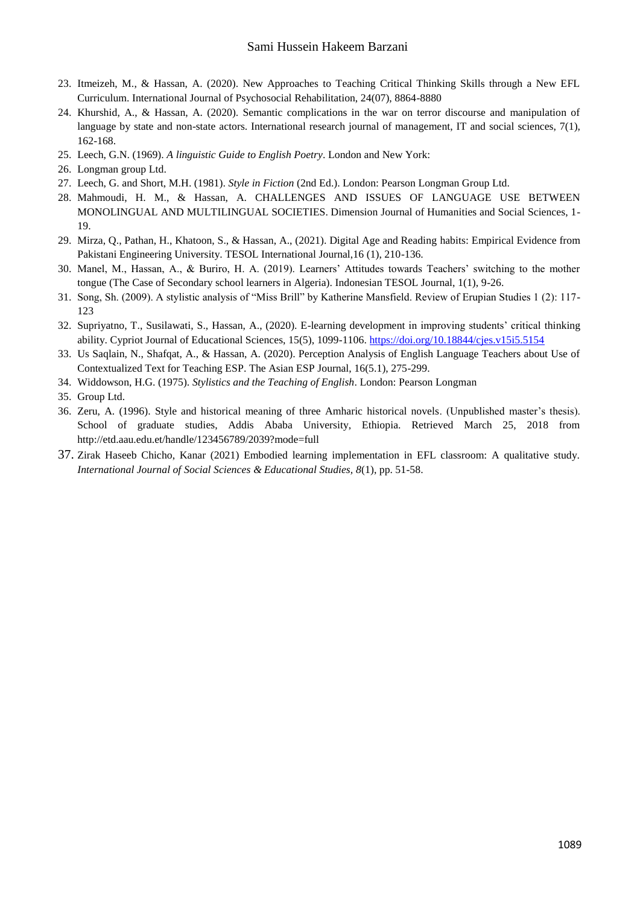23. Itmeizeh, M., & Hassan, A. (2020). New Approaches to Teaching Critical Thinking Skills through a New EFL Curriculum. International Journal of Psychosocial Rehabilitation, 24(07), 8864-8880
24. Khurshid, A., & Hassan, A. (2020). Semantic complications in the war on terror discourse and manipulation of language by state and non-state actors. International research journal of management, IT and social sciences, 7(1), 162-168.
25. Leech, G.N. (1969). *A linguistic Guide to English Poetry*. London and New York:
26. Longman group Ltd.
27. Leech, G. and Short, M.H. (1981). *Style in Fiction* (2nd Ed.). London: Pearson Longman Group Ltd.
28. Mahmoudi, H. M., & Hassan, A. CHALLENGES AND ISSUES OF LANGUAGE USE BETWEEN MONOLINGUAL AND MULTILINGUAL SOCIETIES. Dimension Journal of Humanities and Social Sciences, 1-19.
29. Mirza, Q., Pathan, H., Khatoon, S., & Hassan, A., (2021). Digital Age and Reading habits: Empirical Evidence from Pakistani Engineering University. TESOL International Journal,16 (1), 210-136.
30. Manel, M., Hassan, A., & Buriro, H. A. (2019). Learners' Attitudes towards Teachers' switching to the mother tongue (The Case of Secondary school learners in Algeria). Indonesian TESOL Journal, 1(1), 9-26.
31. Song, Sh. (2009). A stylistic analysis of "Miss Brill" by Katherine Mansfield. Review of Erupian Studies 1 (2): 117-123
32. Supriyatno, T., Susilawati, S., Hassan, A., (2020). E-learning development in improving students' critical thinking ability. Cypriot Journal of Educational Sciences, 15(5), 1099-1106. https://doi.org/10.18844/cjes.v15i5.5154
33. Us Saqlain, N., Shafqat, A., & Hassan, A. (2020). Perception Analysis of English Language Teachers about Use of Contextualized Text for Teaching ESP. The Asian ESP Journal, 16(5.1), 275-299.
34. Widdowson, H.G. (1975). *Stylistics and the Teaching of English*. London: Pearson Longman
35. Group Ltd.
36. Zeru, A. (1996). Style and historical meaning of three Amharic historical novels. (Unpublished master's thesis). School of graduate studies, Addis Ababa University, Ethiopia. Retrieved March 25, 2018 from http://etd.aau.edu.et/handle/123456789/2039?mode=full
37. Zirak Haseeb Chicho, Kanar (2021) Embodied learning implementation in EFL classroom: A qualitative study. *International Journal of Social Sciences & Educational Studies, 8*(1), pp. 51-58.